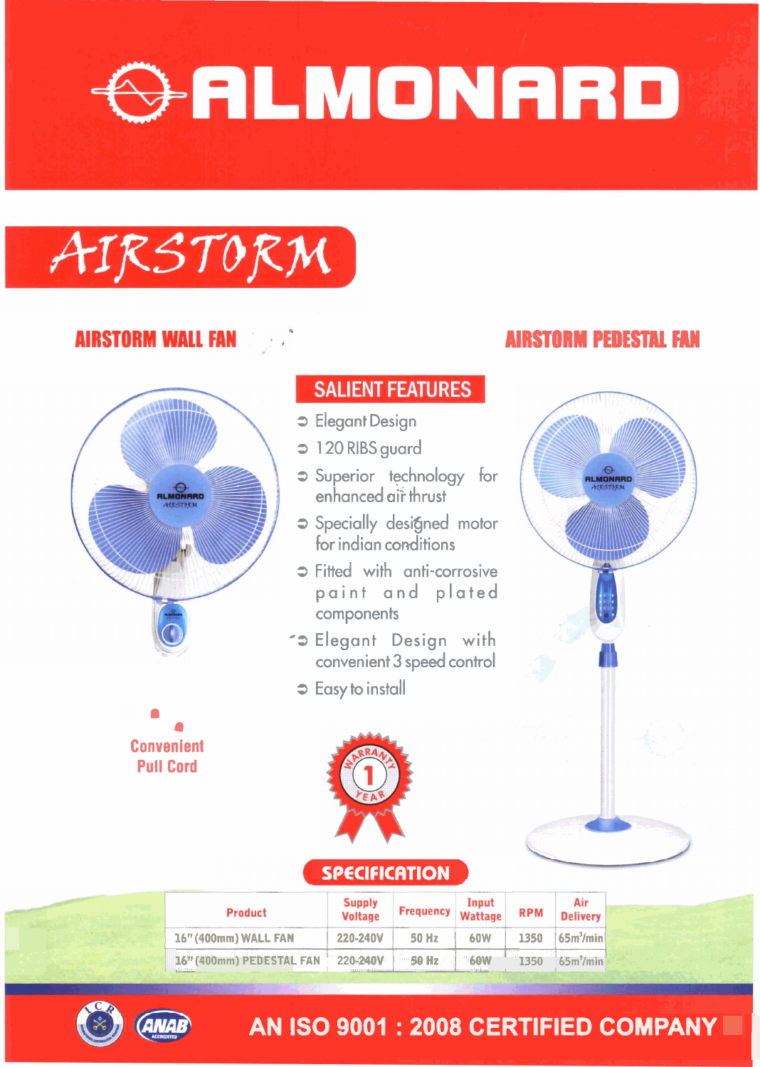# ALMONARD

## AIRSTORM

### AIRSTORM WALL FAN

### AIRSTORM PEDESTAL FAN

### SALIENT FEATURES

- Elegant Design
- 120 RIBS guard
- Superior technology for enhanced air thrust
- Specially designed motor for indian conditions
- Fitted with anti-corrosive paint and plated components
- Elegant Design with convenient 3 speed control
- Easy to install

Convenient Pull Cord

WARRANTY 1 YEAR

### SPECIFICATION

| Product | Supply Voltage | Frequency | Input Wattage | RPM | Air Delivery |
|---|---|---|---|---|---|
| 16" (400mm) WALL FAN | 220-240V | 50 Hz | 60W | 1350 | 65m³/min |
| 16" (400mm) PEDESTAL FAN | 220-240V | 50 Hz | 60W | 1350 | 65m³/min |

AN ISO 9001 : 2008 CERTIFIED COMPANY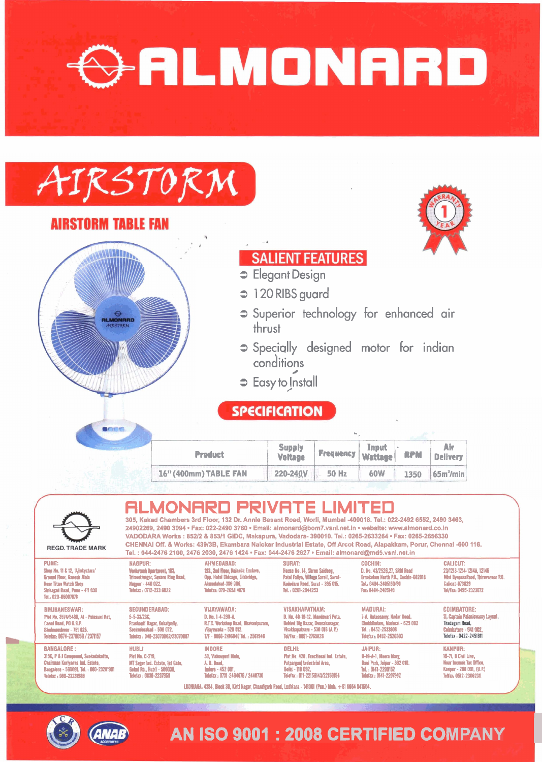# ALMONARD

## AIRSTORM

### AIRSTORM TABLE FAN

WARRANTY 1 YEAR

### SALIENT FEATURES

- Elegant Design
- 120 RIBS guard
- Superior technology for enhanced air thrust
- Specially designed motor for indian conditions
- Easy to Install

### SPECIFICATION

| Product | Supply Voltage | Frequency | Input Wattage | RPM | Air Delivery |
|---|---|---|---|---|---|
| 16" (400mm) TABLE FAN | 220-240V | 50 Hz | 60W | 1350 | $65m^3$/min |

## ALMONARD PRIVATE LIMITED

REGD. TRADE MARK

305, Kakad Chambers 3rd Floor, 132 Dr. Annie Besant Road, Worli, Mumbai -400018. Tel.: 022-2492 6552, 2490 3463, 24902269, 2490 3094 • Fax: 022-2490 3760 • Email: almonard@bom7.vsnl.net.in • website: www.almonard.co.in
VADODARA Works : 852/2 & 853/1 GIDC, Makapura, Vadodara- 390010. Tel.: 0265-2633264 • Fax: 0265-2656330
CHENNAI Off. & Works: 439/3B, Ekambara Naicker Industrial Estate, Off Arcot Road, Alapakkam, Porur, Chennai -600 116.
Tel. : 044-2476 2100, 2476 2030, 2476 1424 • Fax: 044-2476 2627 • Email: almonard@md5.vsnl.net.in

**PUNE:** Shop No. 11 & 12, 'Ajinkyatara' Ground Floor, Ganesh Mala Near Titan Watch Shop Sinhagad Road, Pune - 411 030 Tel.: 020-65007878

**NAGPUR:** Venkatesh Apartment, 103, Trimurtinagar, Square Ring Road, Nagpur - 440 022. Telefax : 0712-223 6822

**AHMEDABAD:** 212, 2nd Floor, Nalanda Enclave, Opp. Hotel Chicago, Ellisbridge, Ahmedabad-380 006, Telefax: 079-2658 4876

**SURAT:** House No. 14, Shree Saideep, Patel Faliya, Village Saroli, Surat-Kadodara Road, Surat - 395 015. Tel. : 0261-2944253

**COCHIN:** D. No. 43/2526,27, SRM Road Ernakulam North P.O., Cochin-682018 Tel.: 0484-2405150/90 Fax: 0484-2405140

**CALICUT:** 23/1213-1214-1214A, 1214B Mini Byepass Road, Thiruvannur P.O. Calicut-673029 Tel/Fax: 0495-2323872

**BHUBANESWAR:** Plot No. 2574/5486, At - Palasuni Nat, Canal Road, PO G.G.P. Bhubaneswar - 751 025. Telefax: 0674-2370056 / 2371157

**SECUNDERABAD:** 5-5-33/23C, Prashanti Nagar, Kukatpally, Secunderabad - 500 072. Telefax : 040-23070062/23070087

**VIJAYAWADA:** D. No. 1-4-290-A, R.T.C. Workshop Road, Bhavanipuram, Vijayawada - 520 012. T/F - 0866-2416049 Tel. : 2561946

**VISAKHAPATNAM:** D. No. 46-19-12, Mamdavari Peta, Behind Big Bazar, Dwarakanagar, Visakhapatnam - 530 016 (A.P.) Tel/Fax : 0891-2765826

**MADURAI:** 7-A, Ratnasamy, Nadar Road, Chokkikulam, Madurai - 625 002 Tel. : 0452-2533806 Telefax : 0452-2520303

**COIMBATORE:** 11, Captain Palaniswamy Layout, Thadagam Road, Coimbatore - 641 002, Telefax : 0422-2451811

**BANGALORE:** 315C, P & I Compound, Suukadakatte, Chairman Kariyanna Ind. Estate, Bangalore - 560091. Tel. : 080-23281991 Telefax : 080-23281989

**HUBLI:** Plot No. C-219, MT Sagar Ind. Estate, 1st Gate, Gokul Rd., Hubli - 580030, Telefax : 0836-2237559

**INDORE:** 50, Vishnupuri Main, A. B. Road, Indore - 452 001, Telefax : 0731-2464876 / 2440730

**DELHI:** Plot No. 420, Functional Ind. Estate, Patparganj Industrial Area, Delhi - 110 092, Telefax : 011-22156143/22156154

**JAIPUR:** 9-18-A-1, Meera Marg, Bani Park, Jaipur - 302 016. Tel. : 0141-2200152 Telefax : 0141-2207962

**KANPUR:** 16-71, 8 Civil Line, Near Income Tax Office, Kanpur - 208 001, (U.P.) Telfax: 0512-2306238

LUDHIANA: 4384, Block 30, Kirti Nagar, Chandigarh Road, Ludhiana - 141001 (Pun.) Mob: +91 8054 841604.

ICR ANAB

**AN ISO 9001 : 2008 CERTIFIED COMPANY**